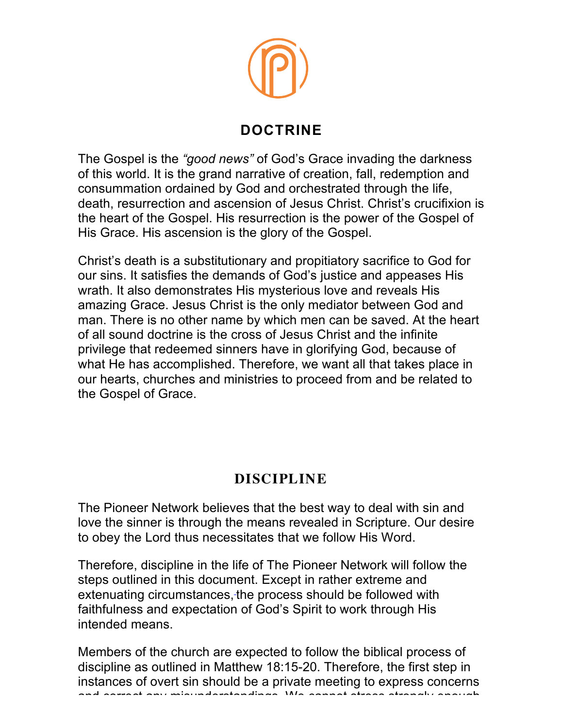## DOCTRINE

The Gospel is the *"good news"* of God's Grace invading the darkness of this world. It is the grand narrative of creation, fall, redemption and consummation ordained by God and orchestrated through the life, death, resurrection and ascension of Jesus Christ. Christ's crucifixion is the heart of the Gospel. His resurrection is the power of the Gospel of His Grace. His ascension is the glory of the Gospel.

Christ's death is a substitutionary and propitiatory sacrifice to God for our sins. It satisfies the demands of God's justice and appeases His wrath. It also demonstrates His mysterious love and reveals His amazing Grace. Jesus Christ is the only mediator between God and man. There is no other name by which men can be saved. At the heart of all sound doctrine is the cross of Jesus Christ and the infinite privilege that redeemed sinners have in glorifying God, because of what He has accomplished. Therefore, we want all that takes place in our hearts, churches and ministries to proceed from and be related to the Gospel of Grace.

## DISCIPLINE

The Pioneer Network believes that the best way to deal with sin and love the sinner is through the means revealed in Scripture. Our desire to obey the Lord thus necessitates that we follow His Word.

Therefore, discipline in the life of The Pioneer Network will follow the steps outlined in this document. Except in rather extreme and extenuating circumstances, the process should be followed with faithfulness and expectation of God's Spirit to work through His intended means.

Members of the church are expected to follow the biblical process of discipline as outlined in Matthew 18:15-20. Therefore, the first step in instances of overt sin should be a private meeting to express concerns and correct any misunderstandings. We cannot stress strongly enough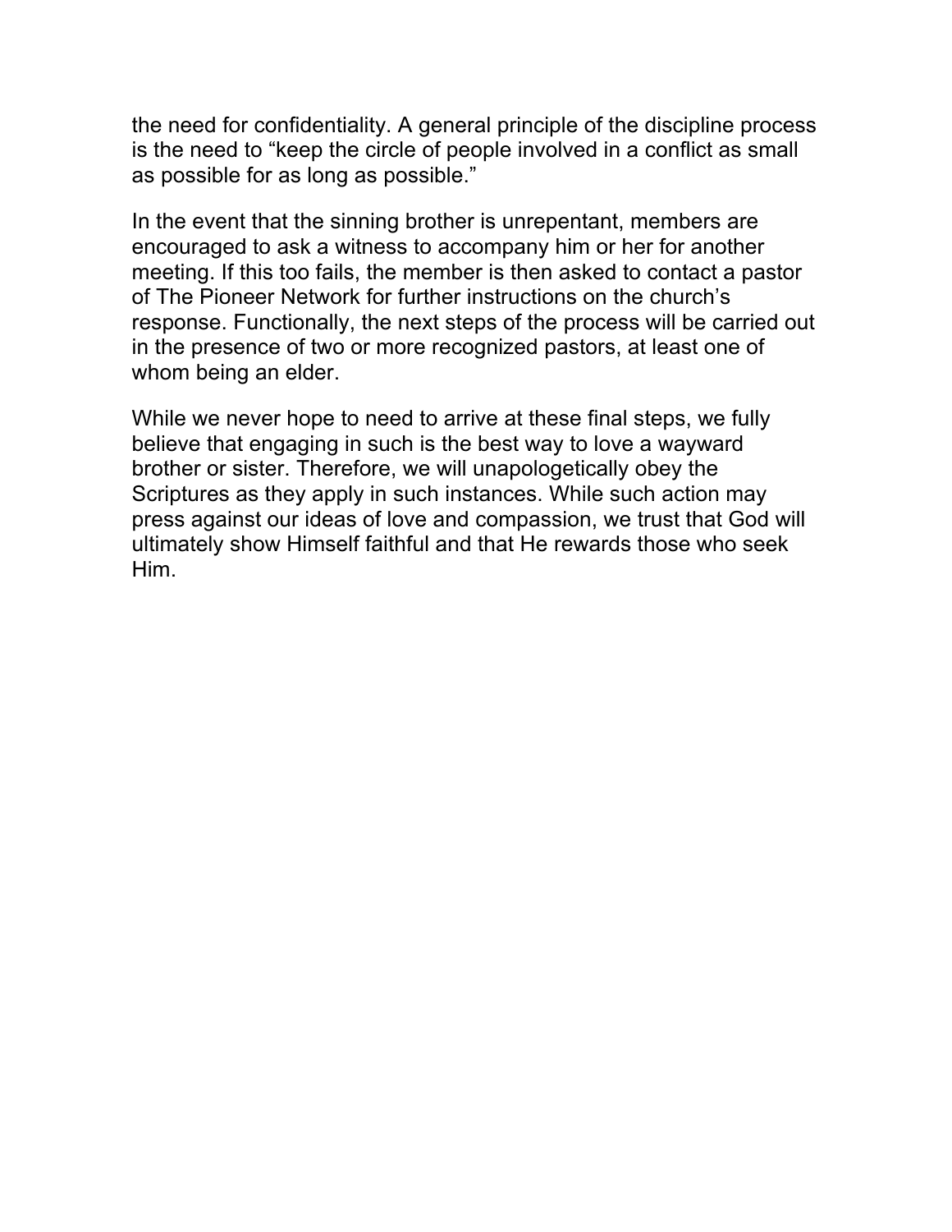the need for confidentiality. A general principle of the discipline process is the need to "keep the circle of people involved in a conflict as small as possible for as long as possible."

In the event that the sinning brother is unrepentant, members are encouraged to ask a witness to accompany him or her for another meeting. If this too fails, the member is then asked to contact a pastor of The Pioneer Network for further instructions on the church's response. Functionally, the next steps of the process will be carried out in the presence of two or more recognized pastors, at least one of whom being an elder.

While we never hope to need to arrive at these final steps, we fully believe that engaging in such is the best way to love a wayward brother or sister. Therefore, we will unapologetically obey the Scriptures as they apply in such instances. While such action may press against our ideas of love and compassion, we trust that God will ultimately show Himself faithful and that He rewards those who seek Him.